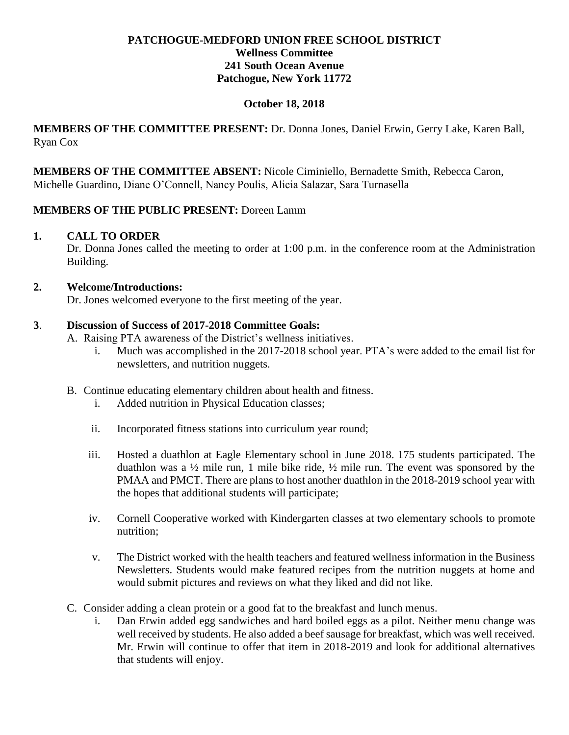# PATCHOGUE-MEDFORD UNION FREE SCHOOL DISTRICT
## Wellness Committee
## 241 South Ocean Avenue
## Patchogue, New York 11772

**October 18, 2018**

**MEMBERS OF THE COMMITTEE PRESENT:** Dr. Donna Jones, Daniel Erwin, Gerry Lake, Karen Ball, Ryan Cox

**MEMBERS OF THE COMMITTEE ABSENT:** Nicole Ciminiello, Bernadette Smith, Rebecca Caron, Michelle Guardino, Diane O'Connell, Nancy Poulis, Alicia Salazar, Sara Turnasella

**MEMBERS OF THE PUBLIC PRESENT:** Doreen Lamm

**1. CALL TO ORDER**

Dr. Donna Jones called the meeting to order at 1:00 p.m. in the conference room at the Administration Building.

**2. Welcome/Introductions:**

Dr. Jones welcomed everyone to the first meeting of the year.

**3. Discussion of Success of 2017-2018 Committee Goals:**

A. Raising PTA awareness of the District's wellness initiatives.

   i. Much was accomplished in the 2017-2018 school year. PTA's were added to the email list for newsletters, and nutrition nuggets.

B. Continue educating elementary children about health and fitness.

   i. Added nutrition in Physical Education classes;

   ii. Incorporated fitness stations into curriculum year round;

   iii. Hosted a duathlon at Eagle Elementary school in June 2018. 175 students participated. The duathlon was a ½ mile run, 1 mile bike ride, ½ mile run. The event was sponsored by the PMAA and PMCT. There are plans to host another duathlon in the 2018-2019 school year with the hopes that additional students will participate;

   iv. Cornell Cooperative worked with Kindergarten classes at two elementary schools to promote nutrition;

   v. The District worked with the health teachers and featured wellness information in the Business Newsletters. Students would make featured recipes from the nutrition nuggets at home and would submit pictures and reviews on what they liked and did not like.

C. Consider adding a clean protein or a good fat to the breakfast and lunch menus.

   i. Dan Erwin added egg sandwiches and hard boiled eggs as a pilot. Neither menu change was well received by students. He also added a beef sausage for breakfast, which was well received. Mr. Erwin will continue to offer that item in 2018-2019 and look for additional alternatives that students will enjoy.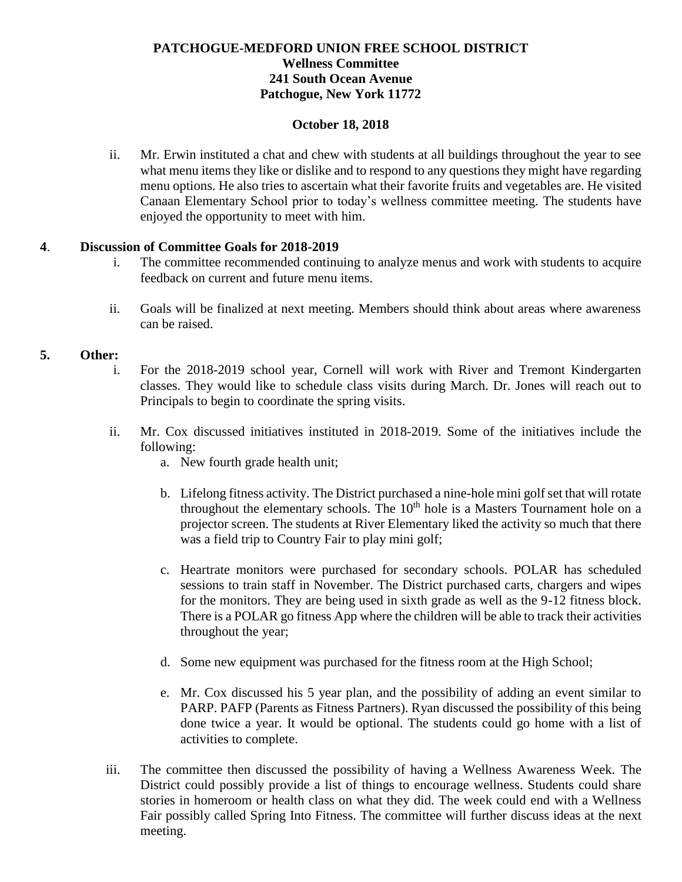**PATCHOGUE-MEDFORD UNION FREE SCHOOL DISTRICT**
**Wellness Committee**
**241 South Ocean Avenue**
**Patchogue, New York 11772**

**October 18, 2018**

ii. Mr. Erwin instituted a chat and chew with students at all buildings throughout the year to see what menu items they like or dislike and to respond to any questions they might have regarding menu options. He also tries to ascertain what their favorite fruits and vegetables are. He visited Canaan Elementary School prior to today's wellness committee meeting. The students have enjoyed the opportunity to meet with him.

**4. Discussion of Committee Goals for 2018-2019**

i. The committee recommended continuing to analyze menus and work with students to acquire feedback on current and future menu items.

ii. Goals will be finalized at next meeting. Members should think about areas where awareness can be raised.

**5. Other:**

i. For the 2018-2019 school year, Cornell will work with River and Tremont Kindergarten classes. They would like to schedule class visits during March. Dr. Jones will reach out to Principals to begin to coordinate the spring visits.

ii. Mr. Cox discussed initiatives instituted in 2018-2019. Some of the initiatives include the following:

   a. New fourth grade health unit;

   b. Lifelong fitness activity. The District purchased a nine-hole mini golf set that will rotate throughout the elementary schools. The 10th hole is a Masters Tournament hole on a projector screen. The students at River Elementary liked the activity so much that there was a field trip to Country Fair to play mini golf;

   c. Heartrate monitors were purchased for secondary schools. POLAR has scheduled sessions to train staff in November. The District purchased carts, chargers and wipes for the monitors. They are being used in sixth grade as well as the 9-12 fitness block. There is a POLAR go fitness App where the children will be able to track their activities throughout the year;

   d. Some new equipment was purchased for the fitness room at the High School;

   e. Mr. Cox discussed his 5 year plan, and the possibility of adding an event similar to PARP. PAFP (Parents as Fitness Partners). Ryan discussed the possibility of this being done twice a year. It would be optional. The students could go home with a list of activities to complete.

iii. The committee then discussed the possibility of having a Wellness Awareness Week. The District could possibly provide a list of things to encourage wellness. Students could share stories in homeroom or health class on what they did. The week could end with a Wellness Fair possibly called Spring Into Fitness. The committee will further discuss ideas at the next meeting.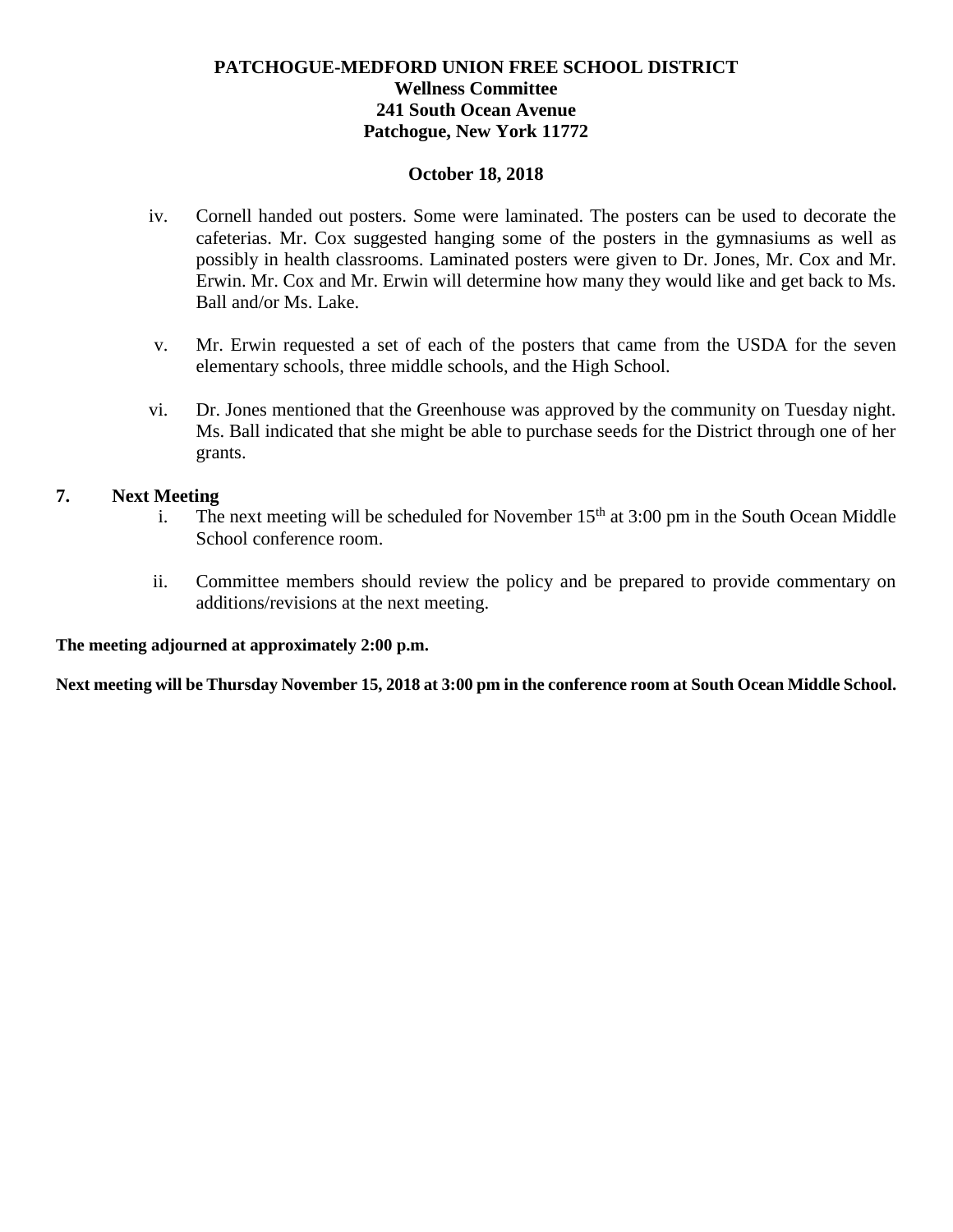**PATCHOGUE-MEDFORD UNION FREE SCHOOL DISTRICT**
**Wellness Committee**
**241 South Ocean Avenue**
**Patchogue, New York 11772**

**October 18, 2018**

iv. Cornell handed out posters. Some were laminated. The posters can be used to decorate the cafeterias. Mr. Cox suggested hanging some of the posters in the gymnasiums as well as possibly in health classrooms. Laminated posters were given to Dr. Jones, Mr. Cox and Mr. Erwin. Mr. Cox and Mr. Erwin will determine how many they would like and get back to Ms. Ball and/or Ms. Lake.

v. Mr. Erwin requested a set of each of the posters that came from the USDA for the seven elementary schools, three middle schools, and the High School.

vi. Dr. Jones mentioned that the Greenhouse was approved by the community on Tuesday night. Ms. Ball indicated that she might be able to purchase seeds for the District through one of her grants.

## 7. Next Meeting

i. The next meeting will be scheduled for November 15th at 3:00 pm in the South Ocean Middle School conference room.

ii. Committee members should review the policy and be prepared to provide commentary on additions/revisions at the next meeting.

**The meeting adjourned at approximately 2:00 p.m.**

**Next meeting will be Thursday November 15, 2018 at 3:00 pm in the conference room at South Ocean Middle School.**